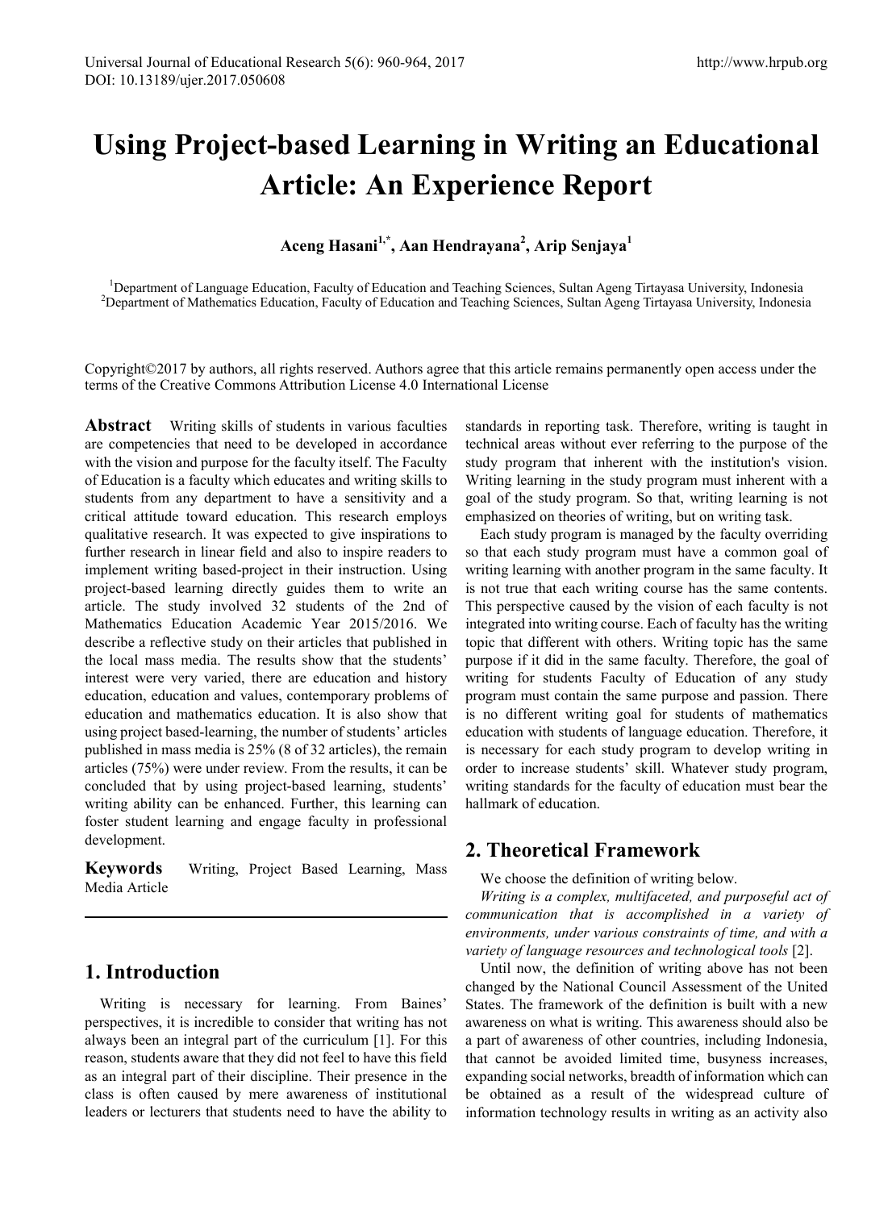# Using Project-based Learning in Writing an Educational Article: An Experience Report

**Aceng Hasani[1,*], Aan Hendrayana[2], Arip Senjaya[1]**

[1]Department of Language Education, Faculty of Education and Teaching Sciences, Sultan Ageng Tirtayasa University, Indonesia
[2]Department of Mathematics Education, Faculty of Education and Teaching Sciences, Sultan Ageng Tirtayasa University, Indonesia

Copyright©2017 by authors, all rights reserved. Authors agree that this article remains permanently open access under the terms of the Creative Commons Attribution License 4.0 International License

**Abstract** Writing skills of students in various faculties are competencies that need to be developed in accordance with the vision and purpose for the faculty itself. The Faculty of Education is a faculty which educates and writing skills to students from any department to have a sensitivity and a critical attitude toward education. This research employs qualitative research. It was expected to give inspirations to further research in linear field and also to inspire readers to implement writing based-project in their instruction. Using project-based learning directly guides them to write an article. The study involved 32 students of the 2nd of Mathematics Education Academic Year 2015/2016. We describe a reflective study on their articles that published in the local mass media. The results show that the students' interest were very varied, there are education and history education, education and values, contemporary problems of education and mathematics education. It is also show that using project based-learning, the number of students' articles published in mass media is 25% (8 of 32 articles), the remain articles (75%) were under review. From the results, it can be concluded that by using project-based learning, students' writing ability can be enhanced. Further, this learning can foster student learning and engage faculty in professional development.

**Keywords** Writing, Project Based Learning, Mass Media Article

## 1. Introduction

Writing is necessary for learning. From Baines' perspectives, it is incredible to consider that writing has not always been an integral part of the curriculum [1]. For this reason, students aware that they did not feel to have this field as an integral part of their discipline. Their presence in the class is often caused by mere awareness of institutional leaders or lecturers that students need to have the ability to standards in reporting task. Therefore, writing is taught in technical areas without ever referring to the purpose of the study program that inherent with the institution's vision. Writing learning in the study program must inherent with a goal of the study program. So that, writing learning is not emphasized on theories of writing, but on writing task.

Each study program is managed by the faculty overriding so that each study program must have a common goal of writing learning with another program in the same faculty. It is not true that each writing course has the same contents. This perspective caused by the vision of each faculty is not integrated into writing course. Each of faculty has the writing topic that different with others. Writing topic has the same purpose if it did in the same faculty. Therefore, the goal of writing for students Faculty of Education of any study program must contain the same purpose and passion. There is no different writing goal for students of mathematics education with students of language education. Therefore, it is necessary for each study program to develop writing in order to increase students' skill. Whatever study program, writing standards for the faculty of education must bear the hallmark of education.

## 2. Theoretical Framework

We choose the definition of writing below.

*Writing is a complex, multifaceted, and purposeful act of communication that is accomplished in a variety of environments, under various constraints of time, and with a variety of language resources and technological tools* [2].

Until now, the definition of writing above has not been changed by the National Council Assessment of the United States. The framework of the definition is built with a new awareness on what is writing. This awareness should also be a part of awareness of other countries, including Indonesia, that cannot be avoided limited time, busyness increases, expanding social networks, breadth of information which can be obtained as a result of the widespread culture of information technology results in writing as an activity also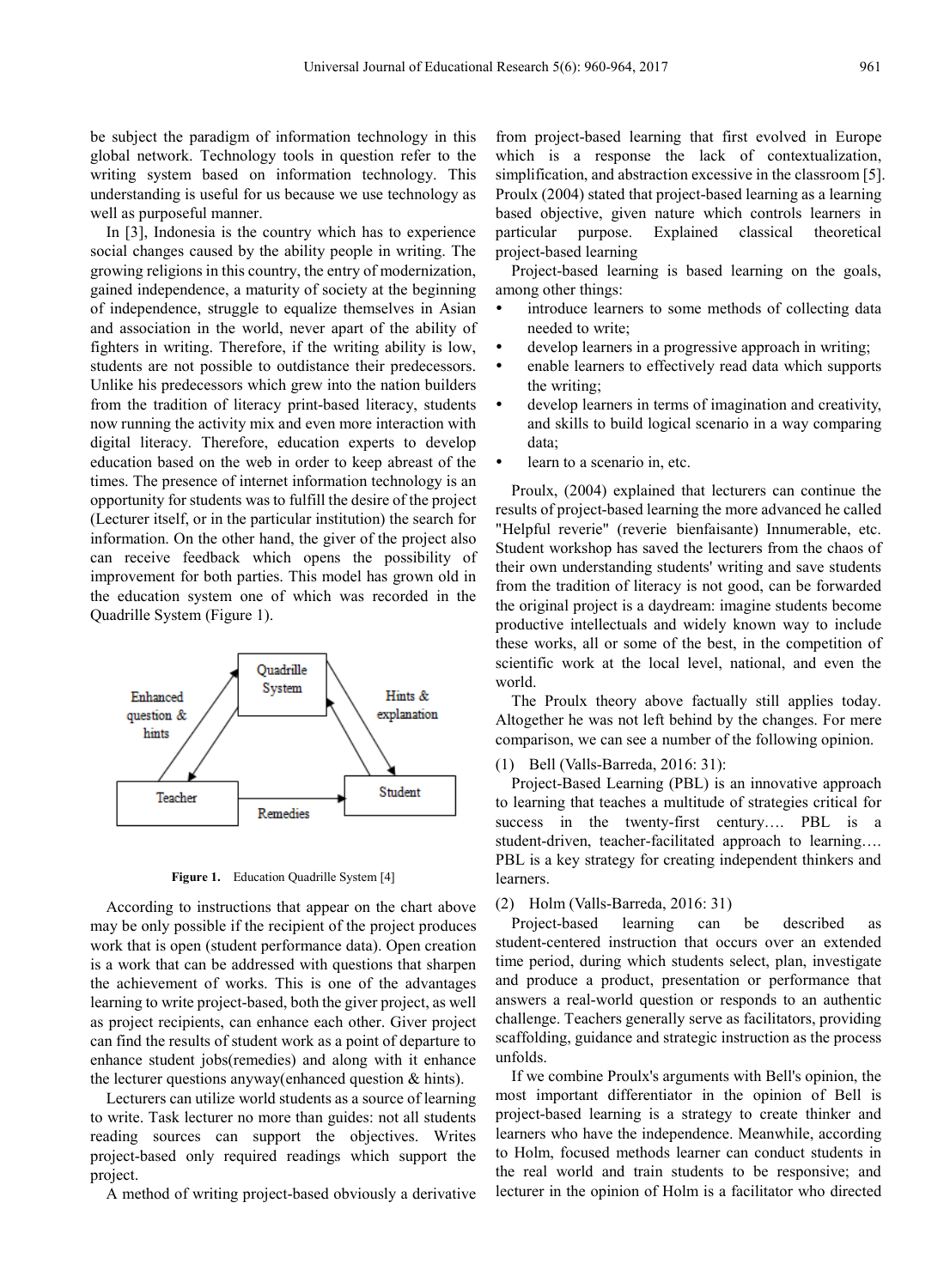be subject the paradigm of information technology in this global network. Technology tools in question refer to the writing system based on information technology. This understanding is useful for us because we use technology as well as purposeful manner.

In [3], Indonesia is the country which has to experience social changes caused by the ability people in writing. The growing religions in this country, the entry of modernization, gained independence, a maturity of society at the beginning of independence, struggle to equalize themselves in Asian and association in the world, never apart of the ability of fighters in writing. Therefore, if the writing ability is low, students are not possible to outdistance their predecessors. Unlike his predecessors which grew into the nation builders from the tradition of literacy print-based literacy, students now running the activity mix and even more interaction with digital literacy. Therefore, education experts to develop education based on the web in order to keep abreast of the times. The presence of internet information technology is an opportunity for students was to fulfill the desire of the project (Lecturer itself, or in the particular institution) the search for information. On the other hand, the giver of the project also can receive feedback which opens the possibility of improvement for both parties. This model has grown old in the education system one of which was recorded in the Quadrille System (Figure 1).

Figure 1. Education Quadrille System [4]

According to instructions that appear on the chart above may be only possible if the recipient of the project produces work that is open (student performance data). Open creation is a work that can be addressed with questions that sharpen the achievement of works. This is one of the advantages learning to write project-based, both the giver project, as well as project recipients, can enhance each other. Giver project can find the results of student work as a point of departure to enhance student jobs(remedies) and along with it enhance the lecturer questions anyway(enhanced question & hints).

Lecturers can utilize world students as a source of learning to write. Task lecturer no more than guides: not all students reading sources can support the objectives. Writes project-based only required readings which support the project.

A method of writing project-based obviously a derivative from project-based learning that first evolved in Europe which is a response the lack of contextualization, simplification, and abstraction excessive in the classroom [5]. Proulx (2004) stated that project-based learning as a learning based objective, given nature which controls learners in particular purpose. Explained classical theoretical project-based learning

Project-based learning is based learning on the goals, among other things:

- introduce learners to some methods of collecting data needed to write;
- develop learners in a progressive approach in writing;
- enable learners to effectively read data which supports the writing;
- develop learners in terms of imagination and creativity, and skills to build logical scenario in a way comparing data;
- learn to a scenario in, etc.

Proulx, (2004) explained that lecturers can continue the results of project-based learning the more advanced he called "Helpful reverie" (reverie bienfaisante) Innumerable, etc. Student workshop has saved the lecturers from the chaos of their own understanding students' writing and save students from the tradition of literacy is not good, can be forwarded the original project is a daydream: imagine students become productive intellectuals and widely known way to include these works, all or some of the best, in the competition of scientific work at the local level, national, and even the world.

The Proulx theory above factually still applies today. Altogether he was not left behind by the changes. For mere comparison, we can see a number of the following opinion.

(1) Bell (Valls-Barreda, 2016: 31):

Project-Based Learning (PBL) is an innovative approach to learning that teaches a multitude of strategies critical for success in the twenty-first century…. PBL is a student-driven, teacher-facilitated approach to learning…. PBL is a key strategy for creating independent thinkers and learners.

(2) Holm (Valls-Barreda, 2016: 31)

Project-based learning can be described as student-centered instruction that occurs over an extended time period, during which students select, plan, investigate and produce a product, presentation or performance that answers a real-world question or responds to an authentic challenge. Teachers generally serve as facilitators, providing scaffolding, guidance and strategic instruction as the process unfolds.

If we combine Proulx's arguments with Bell's opinion, the most important differentiator in the opinion of Bell is project-based learning is a strategy to create thinker and learners who have the independence. Meanwhile, according to Holm, focused methods learner can conduct students in the real world and train students to be responsive; and lecturer in the opinion of Holm is a facilitator who directed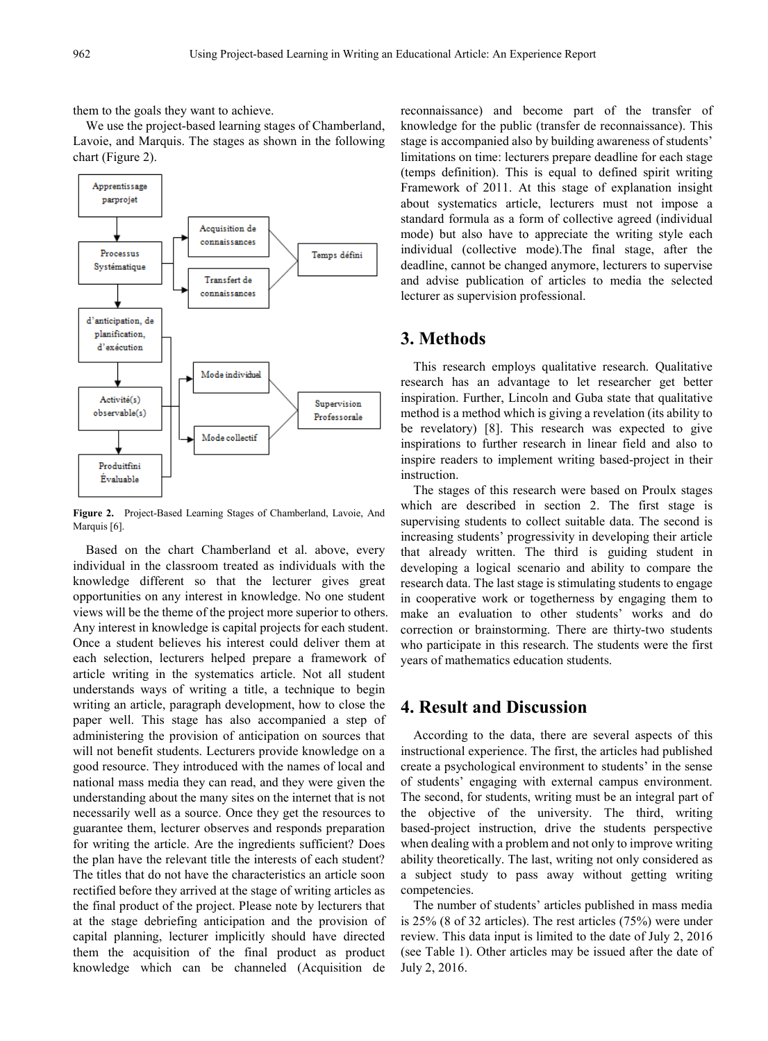them to the goals they want to achieve.

We use the project-based learning stages of Chamberland, Lavoie, and Marquis. The stages as shown in the following chart (Figure 2).

**Figure 2.** Project-Based Learning Stages of Chamberland, Lavoie, And Marquis [6].

Based on the chart Chamberland et al. above, every individual in the classroom treated as individuals with the knowledge different so that the lecturer gives great opportunities on any interest in knowledge. No one student views will be the theme of the project more superior to others. Any interest in knowledge is capital projects for each student. Once a student believes his interest could deliver them at each selection, lecturers helped prepare a framework of article writing in the systematics article. Not all student understands ways of writing a title, a technique to begin writing an article, paragraph development, how to close the paper well. This stage has also accompanied a step of administering the provision of anticipation on sources that will not benefit students. Lecturers provide knowledge on a good resource. They introduced with the names of local and national mass media they can read, and they were given the understanding about the many sites on the internet that is not necessarily well as a source. Once they get the resources to guarantee them, lecturer observes and responds preparation for writing the article. Are the ingredients sufficient? Does the plan have the relevant title the interests of each student? The titles that do not have the characteristics an article soon rectified before they arrived at the stage of writing articles as the final product of the project. Please note by lecturers that at the stage debriefing anticipation and the provision of capital planning, lecturer implicitly should have directed them the acquisition of the final product as product knowledge which can be channeled (Acquisition de reconnaissance) and become part of the transfer of knowledge for the public (transfer de reconnaissance). This stage is accompanied also by building awareness of students' limitations on time: lecturers prepare deadline for each stage (temps definition). This is equal to defined spirit writing Framework of 2011. At this stage of explanation insight about systematics article, lecturers must not impose a standard formula as a form of collective agreed (individual mode) but also have to appreciate the writing style each individual (collective mode).The final stage, after the deadline, cannot be changed anymore, lecturers to supervise and advise publication of articles to media the selected lecturer as supervision professional.

## 3. Methods

This research employs qualitative research. Qualitative research has an advantage to let researcher get better inspiration. Further, Lincoln and Guba state that qualitative method is a method which is giving a revelation (its ability to be revelatory) [8]. This research was expected to give inspirations to further research in linear field and also to inspire readers to implement writing based-project in their instruction.

The stages of this research were based on Proulx stages which are described in section 2. The first stage is supervising students to collect suitable data. The second is increasing students' progressivity in developing their article that already written. The third is guiding student in developing a logical scenario and ability to compare the research data. The last stage is stimulating students to engage in cooperative work or togetherness by engaging them to make an evaluation to other students' works and do correction or brainstorming. There are thirty-two students who participate in this research. The students were the first years of mathematics education students.

## 4. Result and Discussion

According to the data, there are several aspects of this instructional experience. The first, the articles had published create a psychological environment to students' in the sense of students' engaging with external campus environment. The second, for students, writing must be an integral part of the objective of the university. The third, writing based-project instruction, drive the students perspective when dealing with a problem and not only to improve writing ability theoretically. The last, writing not only considered as a subject study to pass away without getting writing competencies.

The number of students' articles published in mass media is 25% (8 of 32 articles). The rest articles (75%) were under review. This data input is limited to the date of July 2, 2016 (see Table 1). Other articles may be issued after the date of July 2, 2016.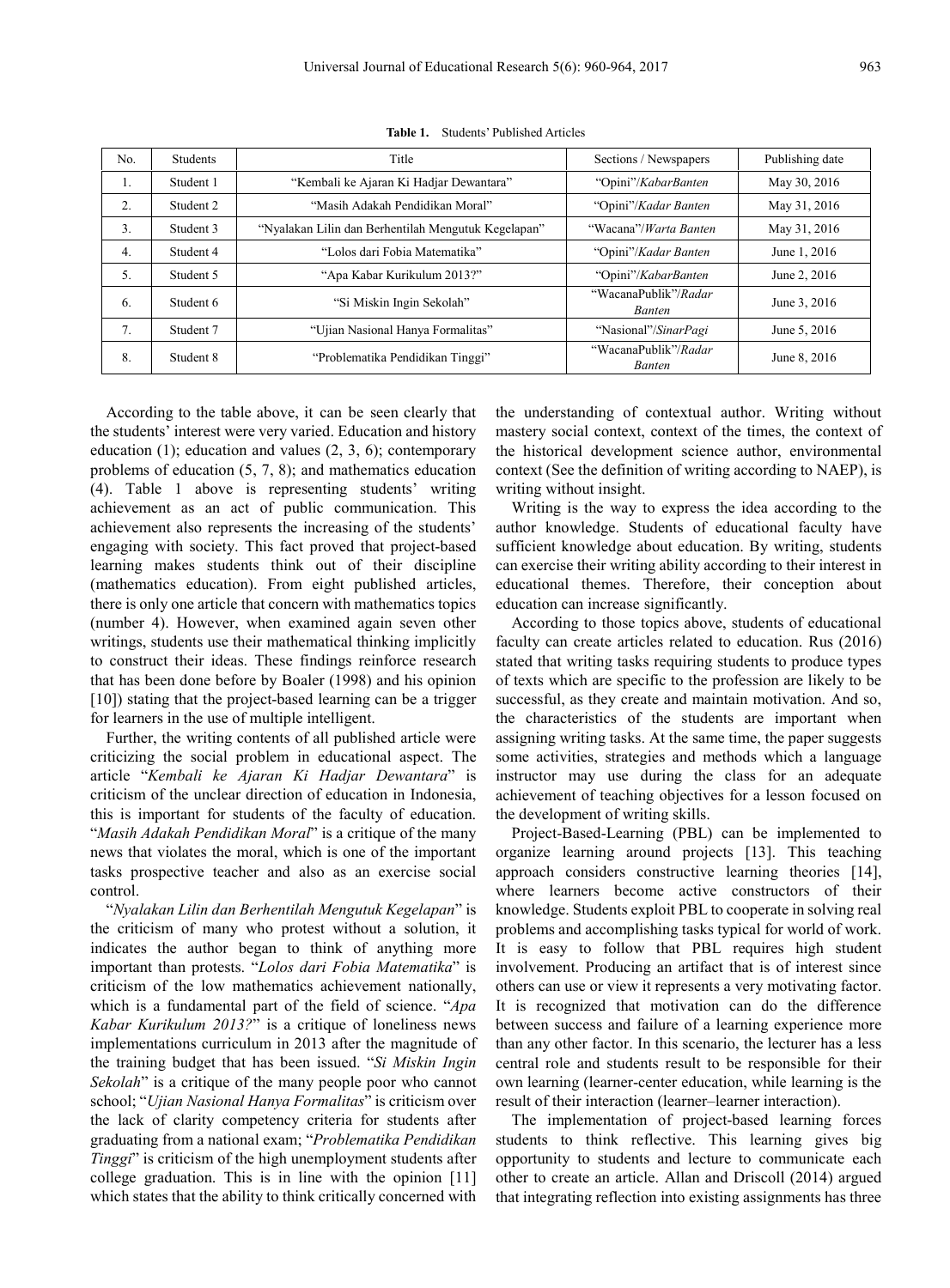**Table 1.** Students' Published Articles

| No. | Students | Title | Sections / Newspapers | Publishing date |
|---|---|---|---|---|
| 1. | Student 1 | "Kembali ke Ajaran Ki Hadjar Dewantara" | "Opini"/*KabarBanten* | May 30, 2016 |
| 2. | Student 2 | "Masih Adakah Pendidikan Moral" | "Opini"/*Kadar Banten* | May 31, 2016 |
| 3. | Student 3 | "Nyalakan Lilin dan Berhentilah Mengutuk Kegelapan" | "Wacana"/*Warta Banten* | May 31, 2016 |
| 4. | Student 4 | "Lolos dari Fobia Matematika" | "Opini"/*Kadar Banten* | June 1, 2016 |
| 5. | Student 5 | "Apa Kabar Kurikulum 2013?" | "Opini"/*KabarBanten* | June 2, 2016 |
| 6. | Student 6 | "Si Miskin Ingin Sekolah" | "WacanaPublik"/*Radar Banten* | June 3, 2016 |
| 7. | Student 7 | "Ujian Nasional Hanya Formalitas" | "Nasional"/*SinarPagi* | June 5, 2016 |
| 8. | Student 8 | "Problematika Pendidikan Tinggi" | "WacanaPublik"/*Radar Banten* | June 8, 2016 |

According to the table above, it can be seen clearly that the students' interest were very varied. Education and history education (1); education and values (2, 3, 6); contemporary problems of education (5, 7, 8); and mathematics education (4). Table 1 above is representing students' writing achievement as an act of public communication. This achievement also represents the increasing of the students' engaging with society. This fact proved that project-based learning makes students think out of their discipline (mathematics education). From eight published articles, there is only one article that concern with mathematics topics (number 4). However, when examined again seven other writings, students use their mathematical thinking implicitly to construct their ideas. These findings reinforce research that has been done before by Boaler (1998) and his opinion [10]) stating that the project-based learning can be a trigger for learners in the use of multiple intelligent.

Further, the writing contents of all published article were criticizing the social problem in educational aspect. The article "*Kembali ke Ajaran Ki Hadjar Dewantara*" is criticism of the unclear direction of education in Indonesia, this is important for students of the faculty of education. "*Masih Adakah Pendidikan Moral*" is a critique of the many news that violates the moral, which is one of the important tasks prospective teacher and also as an exercise social control.

"*Nyalakan Lilin dan Berhentilah Mengutuk Kegelapan*" is the criticism of many who protest without a solution, it indicates the author began to think of anything more important than protests. "*Lolos dari Fobia Matematika*" is criticism of the low mathematics achievement nationally, which is a fundamental part of the field of science. "*Apa Kabar Kurikulum 2013?*" is a critique of loneliness news implementations curriculum in 2013 after the magnitude of the training budget that has been issued. "*Si Miskin Ingin Sekolah*" is a critique of the many people poor who cannot school; "*Ujian Nasional Hanya Formalitas*" is criticism over the lack of clarity competency criteria for students after graduating from a national exam; "*Problematika Pendidikan Tinggi*" is criticism of the high unemployment students after college graduation. This is in line with the opinion [11] which states that the ability to think critically concerned with the understanding of contextual author. Writing without mastery social context, context of the times, the context of the historical development science author, environmental context (See the definition of writing according to NAEP), is writing without insight.

Writing is the way to express the idea according to the author knowledge. Students of educational faculty have sufficient knowledge about education. By writing, students can exercise their writing ability according to their interest in educational themes. Therefore, their conception about education can increase significantly.

According to those topics above, students of educational faculty can create articles related to education. Rus (2016) stated that writing tasks requiring students to produce types of texts which are specific to the profession are likely to be successful, as they create and maintain motivation. And so, the characteristics of the students are important when assigning writing tasks. At the same time, the paper suggests some activities, strategies and methods which a language instructor may use during the class for an adequate achievement of teaching objectives for a lesson focused on the development of writing skills.

Project-Based-Learning (PBL) can be implemented to organize learning around projects [13]. This teaching approach considers constructive learning theories [14], where learners become active constructors of their knowledge. Students exploit PBL to cooperate in solving real problems and accomplishing tasks typical for world of work. It is easy to follow that PBL requires high student involvement. Producing an artifact that is of interest since others can use or view it represents a very motivating factor. It is recognized that motivation can do the difference between success and failure of a learning experience more than any other factor. In this scenario, the lecturer has a less central role and students result to be responsible for their own learning (learner-center education, while learning is the result of their interaction (learner–learner interaction).

The implementation of project-based learning forces students to think reflective. This learning gives big opportunity to students and lecture to communicate each other to create an article. Allan and Driscoll (2014) argued that integrating reflection into existing assignments has three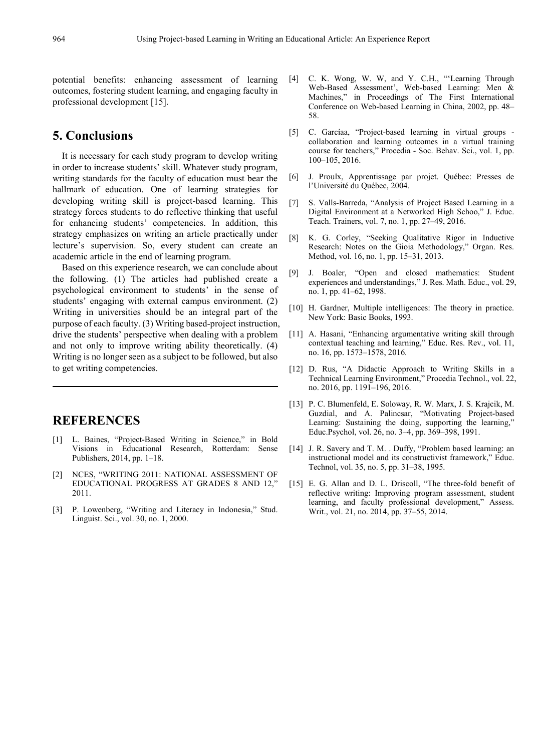potential benefits: enhancing assessment of learning outcomes, fostering student learning, and engaging faculty in professional development [15].

## 5. Conclusions

It is necessary for each study program to develop writing in order to increase students' skill. Whatever study program, writing standards for the faculty of education must bear the hallmark of education. One of learning strategies for developing writing skill is project-based learning. This strategy forces students to do reflective thinking that useful for enhancing students' competencies. In addition, this strategy emphasizes on writing an article practically under lecture's supervision. So, every student can create an academic article in the end of learning program.

Based on this experience research, we can conclude about the following. (1) The articles had published create a psychological environment to students' in the sense of students' engaging with external campus environment. (2) Writing in universities should be an integral part of the purpose of each faculty. (3) Writing based-project instruction, drive the students' perspective when dealing with a problem and not only to improve writing ability theoretically. (4) Writing is no longer seen as a subject to be followed, but also to get writing competencies.

## REFERENCES

[1] L. Baines, "Project-Based Writing in Science," in Bold Visions in Educational Research, Rotterdam: Sense Publishers, 2014, pp. 1–18.

[2] NCES, "WRITING 2011: NATIONAL ASSESSMENT OF EDUCATIONAL PROGRESS AT GRADES 8 AND 12," 2011.

[3] P. Lowenberg, "Writing and Literacy in Indonesia," Stud. Linguist. Sci., vol. 30, no. 1, 2000.

[4] C. K. Wong, W. W, and Y. C.H., "'Learning Through Web-Based Assessment', Web-based Learning: Men & Machines," in Proceedings of The First International Conference on Web-based Learning in China, 2002, pp. 48–58.

[5] C. Garcíaa, "Project-based learning in virtual groups - collaboration and learning outcomes in a virtual training course for teachers," Procedia - Soc. Behav. Sci., vol. 1, pp. 100–105, 2016.

[6] J. Proulx, Apprentissage par projet. Québec: Presses de l'Université du Québec, 2004.

[7] S. Valls-Barreda, "Analysis of Project Based Learning in a Digital Environment at a Networked High Schoo," J. Educ. Teach. Trainers, vol. 7, no. 1, pp. 27–49, 2016.

[8] K. G. Corley, "Seeking Qualitative Rigor in Inductive Research: Notes on the Gioia Methodology," Organ. Res. Method, vol. 16, no. 1, pp. 15–31, 2013.

[9] J. Boaler, "Open and closed mathematics: Student experiences and understandings," J. Res. Math. Educ., vol. 29, no. 1, pp. 41–62, 1998.

[10] H. Gardner, Multiple intelligences: The theory in practice. New York: Basic Books, 1993.

[11] A. Hasani, "Enhancing argumentative writing skill through contextual teaching and learning," Educ. Res. Rev., vol. 11, no. 16, pp. 1573–1578, 2016.

[12] D. Rus, "A Didactic Approach to Writing Skills in a Technical Learning Environment," Procedia Technol., vol. 22, no. 2016, pp. 1191–196, 2016.

[13] P. C. Blumenfeld, E. Soloway, R. W. Marx, J. S. Krajcik, M. Guzdial, and A. Palincsar, "Motivating Project-based Learning: Sustaining the doing, supporting the learning," Educ.Psychol, vol. 26, no. 3–4, pp. 369–398, 1991.

[14] J. R. Savery and T. M. . Duffy, "Problem based learning: an instructional model and its constructivist framework," Educ. Technol, vol. 35, no. 5, pp. 31–38, 1995.

[15] E. G. Allan and D. L. Driscoll, "The three-fold benefit of reflective writing: Improving program assessment, student learning, and faculty professional development," Assess. Writ., vol. 21, no. 2014, pp. 37–55, 2014.